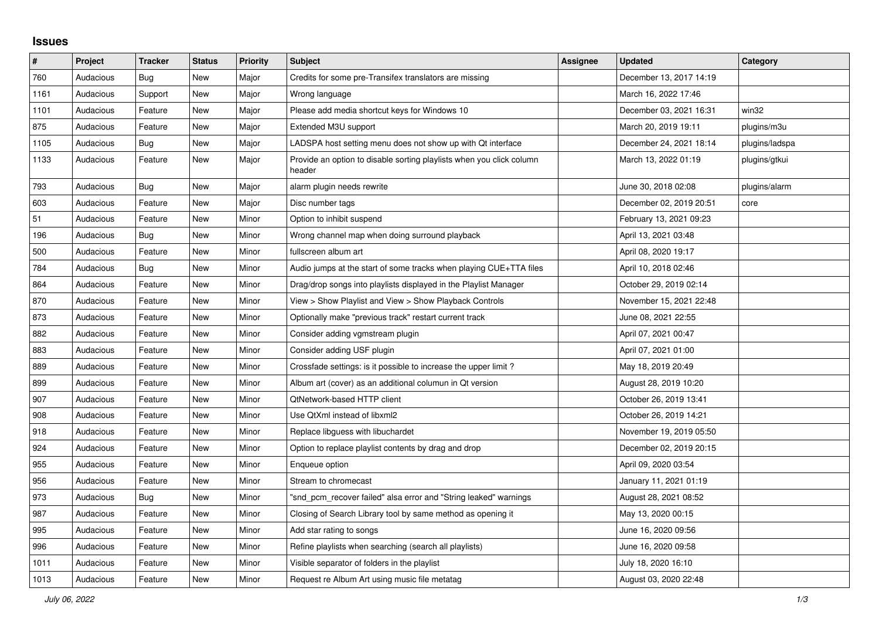## Issues

| # | Project | Tracker | Status | Priority | Subject | Assignee | Updated | Category |
|---|---|---|---|---|---|---|---|---|
| 760 | Audacious | Bug | New | Major | Credits for some pre-Transifex translators are missing | | December 13, 2017 14:19 | |
| 1161 | Audacious | Support | New | Major | Wrong language | | March 16, 2022 17:46 | |
| 1101 | Audacious | Feature | New | Major | Please add media shortcut keys for Windows 10 | | December 03, 2021 16:31 | win32 |
| 875 | Audacious | Feature | New | Major | Extended M3U support | | March 20, 2019 19:11 | plugins/m3u |
| 1105 | Audacious | Bug | New | Major | LADSPA host setting menu does not show up with Qt interface | | December 24, 2021 18:14 | plugins/ladspa |
| 1133 | Audacious | Feature | New | Major | Provide an option to disable sorting playlists when you click column header | | March 13, 2022 01:19 | plugins/gtkui |
| 793 | Audacious | Bug | New | Major | alarm plugin needs rewrite | | June 30, 2018 02:08 | plugins/alarm |
| 603 | Audacious | Feature | New | Major | Disc number tags | | December 02, 2019 20:51 | core |
| 51 | Audacious | Feature | New | Minor | Option to inhibit suspend | | February 13, 2021 09:23 | |
| 196 | Audacious | Bug | New | Minor | Wrong channel map when doing surround playback | | April 13, 2021 03:48 | |
| 500 | Audacious | Feature | New | Minor | fullscreen album art | | April 08, 2020 19:17 | |
| 784 | Audacious | Bug | New | Minor | Audio jumps at the start of some tracks when playing CUE+TTA files | | April 10, 2018 02:46 | |
| 864 | Audacious | Feature | New | Minor | Drag/drop songs into playlists displayed in the Playlist Manager | | October 29, 2019 02:14 | |
| 870 | Audacious | Feature | New | Minor | View > Show Playlist and View > Show Playback Controls | | November 15, 2021 22:48 | |
| 873 | Audacious | Feature | New | Minor | Optionally make "previous track" restart current track | | June 08, 2021 22:55 | |
| 882 | Audacious | Feature | New | Minor | Consider adding vgmstream plugin | | April 07, 2021 00:47 | |
| 883 | Audacious | Feature | New | Minor | Consider adding USF plugin | | April 07, 2021 01:00 | |
| 889 | Audacious | Feature | New | Minor | Crossfade settings: is it possible to increase the upper limit ? | | May 18, 2019 20:49 | |
| 899 | Audacious | Feature | New | Minor | Album art (cover) as an additional columun in Qt version | | August 28, 2019 10:20 | |
| 907 | Audacious | Feature | New | Minor | QtNetwork-based HTTP client | | October 26, 2019 13:41 | |
| 908 | Audacious | Feature | New | Minor | Use QtXml instead of libxml2 | | October 26, 2019 14:21 | |
| 918 | Audacious | Feature | New | Minor | Replace libguess with libuchardet | | November 19, 2019 05:50 | |
| 924 | Audacious | Feature | New | Minor | Option to replace playlist contents by drag and drop | | December 02, 2019 20:15 | |
| 955 | Audacious | Feature | New | Minor | Enqueue option | | April 09, 2020 03:54 | |
| 956 | Audacious | Feature | New | Minor | Stream to chromecast | | January 11, 2021 01:19 | |
| 973 | Audacious | Bug | New | Minor | "snd_pcm_recover failed" alsa error and "String leaked" warnings | | August 28, 2021 08:52 | |
| 987 | Audacious | Feature | New | Minor | Closing of Search Library tool by same method as opening it | | May 13, 2020 00:15 | |
| 995 | Audacious | Feature | New | Minor | Add star rating to songs | | June 16, 2020 09:56 | |
| 996 | Audacious | Feature | New | Minor | Refine playlists when searching (search all playlists) | | June 16, 2020 09:58 | |
| 1011 | Audacious | Feature | New | Minor | Visible separator of folders in the playlist | | July 18, 2020 16:10 | |
| 1013 | Audacious | Feature | New | Minor | Request re Album Art using music file metatag | | August 03, 2020 22:48 | |

*July 06, 2022*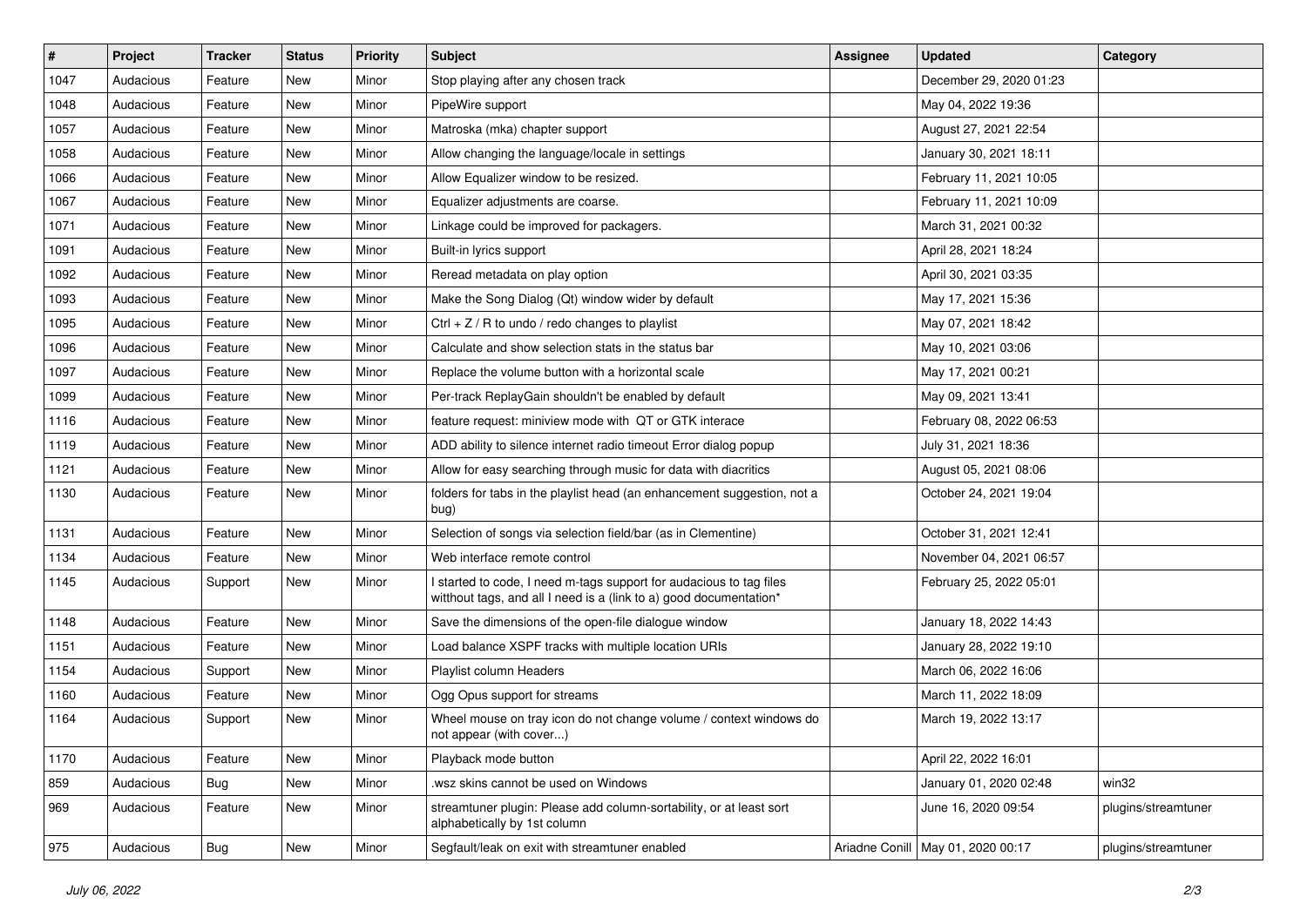| # | Project | Tracker | Status | Priority | Subject | Assignee | Updated | Category |
|---|---|---|---|---|---|---|---|---|
| 1047 | Audacious | Feature | New | Minor | Stop playing after any chosen track | | December 29, 2020 01:23 | |
| 1048 | Audacious | Feature | New | Minor | PipeWire support | | May 04, 2022 19:36 | |
| 1057 | Audacious | Feature | New | Minor | Matroska (mka) chapter support | | August 27, 2021 22:54 | |
| 1058 | Audacious | Feature | New | Minor | Allow changing the language/locale in settings | | January 30, 2021 18:11 | |
| 1066 | Audacious | Feature | New | Minor | Allow Equalizer window to be resized. | | February 11, 2021 10:05 | |
| 1067 | Audacious | Feature | New | Minor | Equalizer adjustments are coarse. | | February 11, 2021 10:09 | |
| 1071 | Audacious | Feature | New | Minor | Linkage could be improved for packagers. | | March 31, 2021 00:32 | |
| 1091 | Audacious | Feature | New | Minor | Built-in lyrics support | | April 28, 2021 18:24 | |
| 1092 | Audacious | Feature | New | Minor | Reread metadata on play option | | April 30, 2021 03:35 | |
| 1093 | Audacious | Feature | New | Minor | Make the Song Dialog (Qt) window wider by default | | May 17, 2021 15:36 | |
| 1095 | Audacious | Feature | New | Minor | Ctrl + Z / R to undo / redo changes to playlist | | May 07, 2021 18:42 | |
| 1096 | Audacious | Feature | New | Minor | Calculate and show selection stats in the status bar | | May 10, 2021 03:06 | |
| 1097 | Audacious | Feature | New | Minor | Replace the volume button with a horizontal scale | | May 17, 2021 00:21 | |
| 1099 | Audacious | Feature | New | Minor | Per-track ReplayGain shouldn't be enabled by default | | May 09, 2021 13:41 | |
| 1116 | Audacious | Feature | New | Minor | feature request: miniview mode with QT or GTK interace | | February 08, 2022 06:53 | |
| 1119 | Audacious | Feature | New | Minor | ADD ability to silence internet radio timeout Error dialog popup | | July 31, 2021 18:36 | |
| 1121 | Audacious | Feature | New | Minor | Allow for easy searching through music for data with diacritics | | August 05, 2021 08:06 | |
| 1130 | Audacious | Feature | New | Minor | folders for tabs in the playlist head (an enhancement suggestion, not a bug) | | October 24, 2021 19:04 | |
| 1131 | Audacious | Feature | New | Minor | Selection of songs via selection field/bar (as in Clementine) | | October 31, 2021 12:41 | |
| 1134 | Audacious | Feature | New | Minor | Web interface remote control | | November 04, 2021 06:57 | |
| 1145 | Audacious | Support | New | Minor | I started to code, I need m-tags support for audacious to tag files witthout tags, and all I need is a (link to a) good documentation* | | February 25, 2022 05:01 | |
| 1148 | Audacious | Feature | New | Minor | Save the dimensions of the open-file dialogue window | | January 18, 2022 14:43 | |
| 1151 | Audacious | Feature | New | Minor | Load balance XSPF tracks with multiple location URIs | | January 28, 2022 19:10 | |
| 1154 | Audacious | Support | New | Minor | Playlist column Headers | | March 06, 2022 16:06 | |
| 1160 | Audacious | Feature | New | Minor | Ogg Opus support for streams | | March 11, 2022 18:09 | |
| 1164 | Audacious | Support | New | Minor | Wheel mouse on tray icon do not change volume / context windows do not appear (with cover...) | | March 19, 2022 13:17 | |
| 1170 | Audacious | Feature | New | Minor | Playback mode button | | April 22, 2022 16:01 | |
| 859 | Audacious | Bug | New | Minor | .wsz skins cannot be used on Windows | | January 01, 2020 02:48 | win32 |
| 969 | Audacious | Feature | New | Minor | streamtuner plugin: Please add column-sortability, or at least sort alphabetically by 1st column | | June 16, 2020 09:54 | plugins/streamtuner |
| 975 | Audacious | Bug | New | Minor | Segfault/leak on exit with streamtuner enabled | Ariadne Conill | May 01, 2020 00:17 | plugins/streamtuner |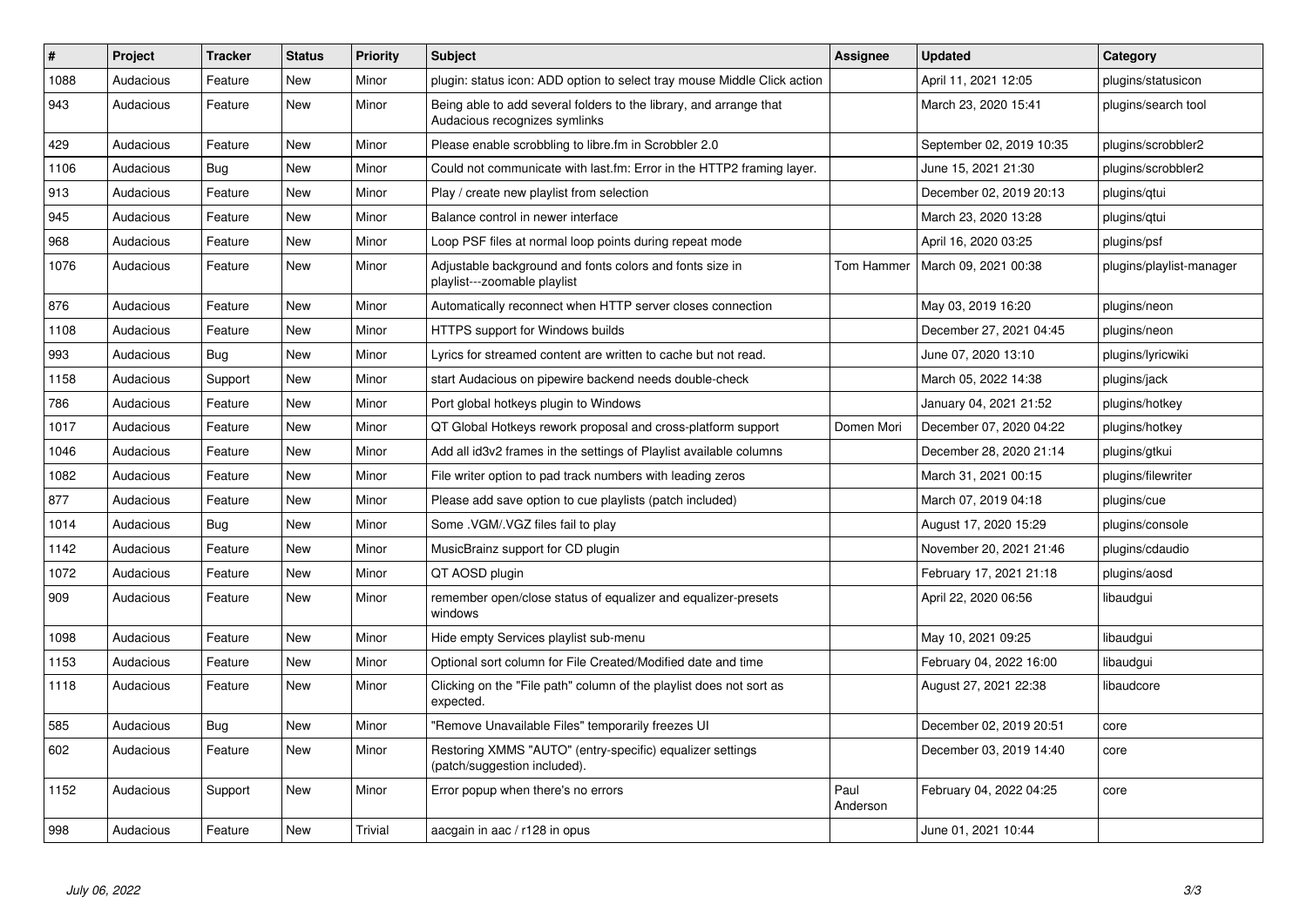| # | Project | Tracker | Status | Priority | Subject | Assignee | Updated | Category |
|---|---|---|---|---|---|---|---|---|
| 1088 | Audacious | Feature | New | Minor | plugin: status icon: ADD option to select tray mouse Middle Click action | | April 11, 2021 12:05 | plugins/statusicon |
| 943 | Audacious | Feature | New | Minor | Being able to add several folders to the library, and arrange that Audacious recognizes symlinks | | March 23, 2020 15:41 | plugins/search tool |
| 429 | Audacious | Feature | New | Minor | Please enable scrobbling to libre.fm in Scrobbler 2.0 | | September 02, 2019 10:35 | plugins/scrobbler2 |
| 1106 | Audacious | Bug | New | Minor | Could not communicate with last.fm: Error in the HTTP2 framing layer. | | June 15, 2021 21:30 | plugins/scrobbler2 |
| 913 | Audacious | Feature | New | Minor | Play / create new playlist from selection | | December 02, 2019 20:13 | plugins/qtui |
| 945 | Audacious | Feature | New | Minor | Balance control in newer interface | | March 23, 2020 13:28 | plugins/qtui |
| 968 | Audacious | Feature | New | Minor | Loop PSF files at normal loop points during repeat mode | | April 16, 2020 03:25 | plugins/psf |
| 1076 | Audacious | Feature | New | Minor | Adjustable background and fonts colors and fonts size in playlist---zoomable playlist | Tom Hammer | March 09, 2021 00:38 | plugins/playlist-manager |
| 876 | Audacious | Feature | New | Minor | Automatically reconnect when HTTP server closes connection | | May 03, 2019 16:20 | plugins/neon |
| 1108 | Audacious | Feature | New | Minor | HTTPS support for Windows builds | | December 27, 2021 04:45 | plugins/neon |
| 993 | Audacious | Bug | New | Minor | Lyrics for streamed content are written to cache but not read. | | June 07, 2020 13:10 | plugins/lyricwiki |
| 1158 | Audacious | Support | New | Minor | start Audacious on pipewire backend needs double-check | | March 05, 2022 14:38 | plugins/jack |
| 786 | Audacious | Feature | New | Minor | Port global hotkeys plugin to Windows | | January 04, 2021 21:52 | plugins/hotkey |
| 1017 | Audacious | Feature | New | Minor | QT Global Hotkeys rework proposal and cross-platform support | Domen Mori | December 07, 2020 04:22 | plugins/hotkey |
| 1046 | Audacious | Feature | New | Minor | Add all id3v2 frames in the settings of Playlist available columns | | December 28, 2020 21:14 | plugins/gtkui |
| 1082 | Audacious | Feature | New | Minor | File writer option to pad track numbers with leading zeros | | March 31, 2021 00:15 | plugins/filewriter |
| 877 | Audacious | Feature | New | Minor | Please add save option to cue playlists (patch included) | | March 07, 2019 04:18 | plugins/cue |
| 1014 | Audacious | Bug | New | Minor | Some .VGM/.VGZ files fail to play | | August 17, 2020 15:29 | plugins/console |
| 1142 | Audacious | Feature | New | Minor | MusicBrainz support for CD plugin | | November 20, 2021 21:46 | plugins/cdaudio |
| 1072 | Audacious | Feature | New | Minor | QT AOSD plugin | | February 17, 2021 21:18 | plugins/aosd |
| 909 | Audacious | Feature | New | Minor | remember open/close status of equalizer and equalizer-presets windows | | April 22, 2020 06:56 | libaudgui |
| 1098 | Audacious | Feature | New | Minor | Hide empty Services playlist sub-menu | | May 10, 2021 09:25 | libaudgui |
| 1153 | Audacious | Feature | New | Minor | Optional sort column for File Created/Modified date and time | | February 04, 2022 16:00 | libaudgui |
| 1118 | Audacious | Feature | New | Minor | Clicking on the "File path" column of the playlist does not sort as expected. | | August 27, 2021 22:38 | libaudcore |
| 585 | Audacious | Bug | New | Minor | "Remove Unavailable Files" temporarily freezes UI | | December 02, 2019 20:51 | core |
| 602 | Audacious | Feature | New | Minor | Restoring XMMS "AUTO" (entry-specific) equalizer settings (patch/suggestion included). | | December 03, 2019 14:40 | core |
| 1152 | Audacious | Support | New | Minor | Error popup when there's no errors | Paul Anderson | February 04, 2022 04:25 | core |
| 998 | Audacious | Feature | New | Trivial | aacgain in aac / r128 in opus | | June 01, 2021 10:44 | |

*July 06, 2022*